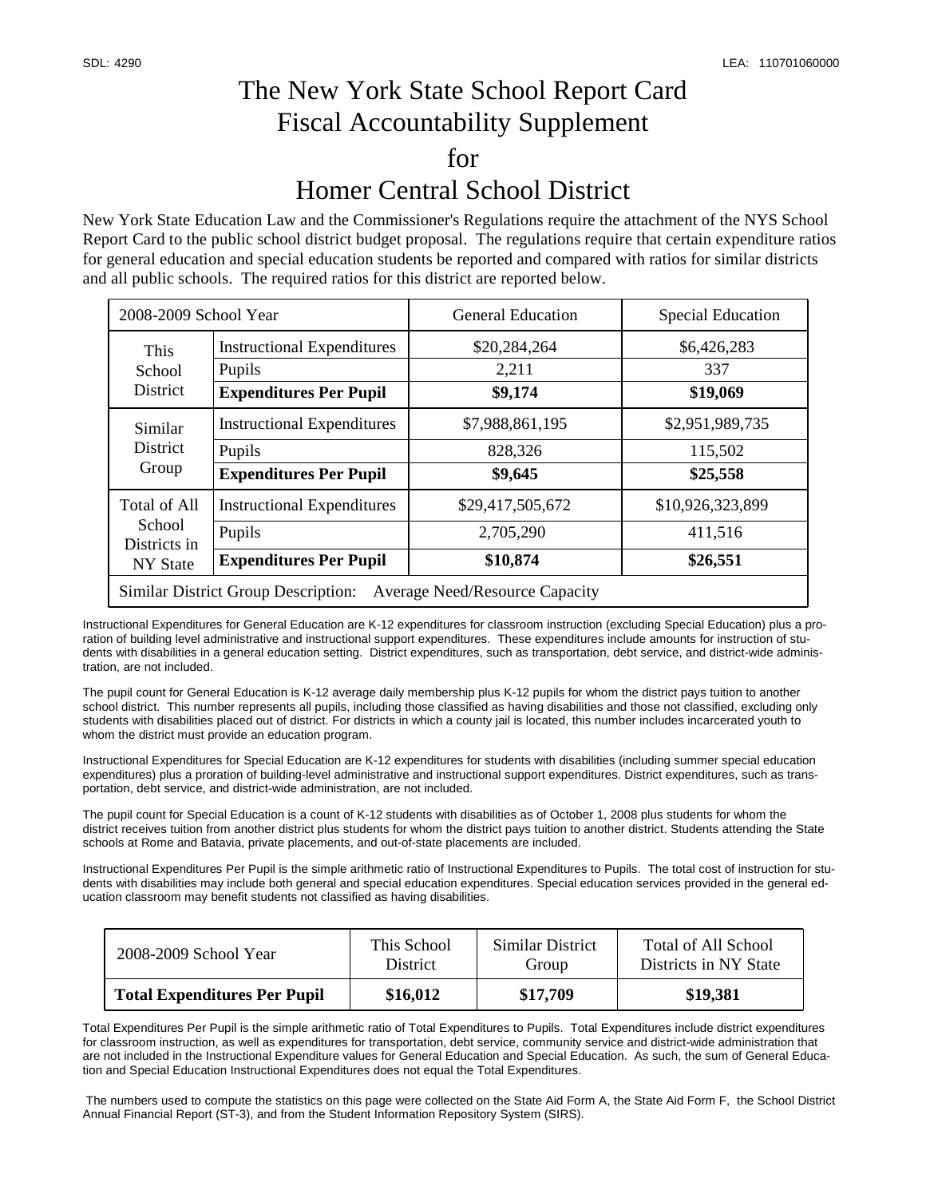SDL: 4290 LEA: 110701060000

# The New York State School Report Card
# Fiscal Accountability Supplement
# for
# Homer Central School District

New York State Education Law and the Commissioner's Regulations require the attachment of the NYS School Report Card to the public school district budget proposal. The regulations require that certain expenditure ratios for general education and special education students be reported and compared with ratios for similar districts and all public schools. The required ratios for this district are reported below.

| 2008-2009 School Year | | General Education | Special Education |
|---|---|---|---|
| This School District | Instructional Expenditures | $20,284,264 | $6,426,283 |
| | Pupils | 2,211 | 337 |
| | **Expenditures Per Pupil** | **$9,174** | **$19,069** |
| Similar District Group | Instructional Expenditures | $7,988,861,195 | $2,951,989,735 |
| | Pupils | 828,326 | 115,502 |
| | **Expenditures Per Pupil** | **$9,645** | **$25,558** |
| Total of All School Districts in NY State | Instructional Expenditures | $29,417,505,672 | $10,926,323,899 |
| | Pupils | 2,705,290 | 411,516 |
| | **Expenditures Per Pupil** | **$10,874** | **$26,551** |
| Similar District Group Description: | Average Need/Resource Capacity | | |

Instructional Expenditures for General Education are K-12 expenditures for classroom instruction (excluding Special Education) plus a proration of building level administrative and instructional support expenditures. These expenditures include amounts for instruction of students with disabilities in a general education setting. District expenditures, such as transportation, debt service, and district-wide administration, are not included.

The pupil count for General Education is K-12 average daily membership plus K-12 pupils for whom the district pays tuition to another school district. This number represents all pupils, including those classified as having disabilities and those not classified, excluding only students with disabilities placed out of district. For districts in which a county jail is located, this number includes incarcerated youth to whom the district must provide an education program.

Instructional Expenditures for Special Education are K-12 expenditures for students with disabilities (including summer special education expenditures) plus a proration of building-level administrative and instructional support expenditures. District expenditures, such as transportation, debt service, and district-wide administration, are not included.

The pupil count for Special Education is a count of K-12 students with disabilities as of October 1, 2008 plus students for whom the district receives tuition from another district plus students for whom the district pays tuition to another district. Students attending the State schools at Rome and Batavia, private placements, and out-of-state placements are included.

Instructional Expenditures Per Pupil is the simple arithmetic ratio of Instructional Expenditures to Pupils. The total cost of instruction for students with disabilities may include both general and special education expenditures. Special education services provided in the general education classroom may benefit students not classified as having disabilities.

| 2008-2009 School Year | This School District | Similar District Group | Total of All School Districts in NY State |
|---|---|---|---|
| **Total Expenditures Per Pupil** | **$16,012** | **$17,709** | **$19,381** |

Total Expenditures Per Pupil is the simple arithmetic ratio of Total Expenditures to Pupils. Total Expenditures include district expenditures for classroom instruction, as well as expenditures for transportation, debt service, community service and district-wide administration that are not included in the Instructional Expenditure values for General Education and Special Education. As such, the sum of General Education and Special Education Instructional Expenditures does not equal the Total Expenditures.

The numbers used to compute the statistics on this page were collected on the State Aid Form A, the State Aid Form F, the School District Annual Financial Report (ST-3), and from the Student Information Repository System (SIRS).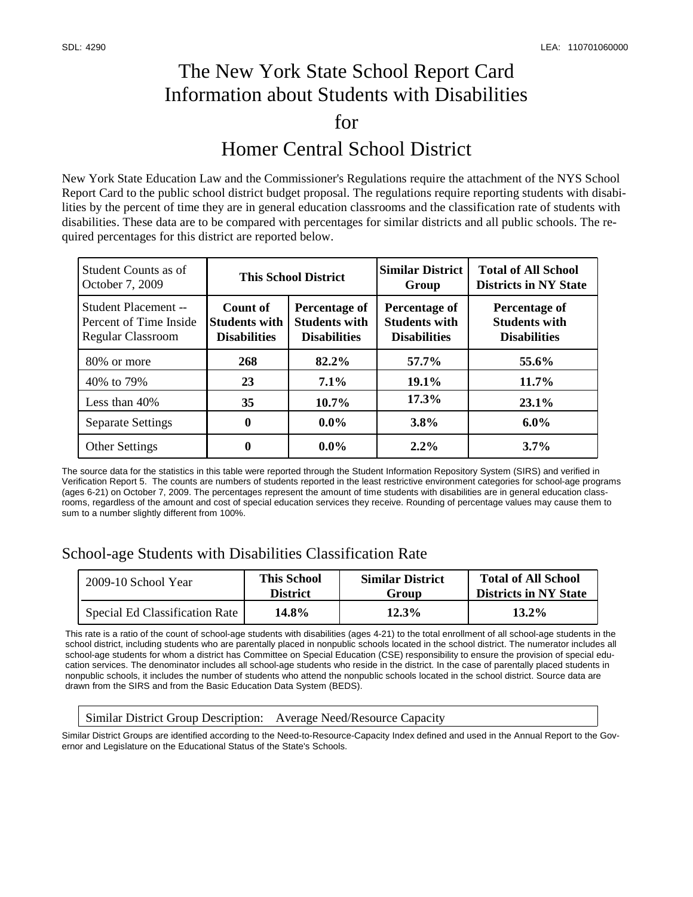# The New York State School Report Card Information about Students with Disabilities for Homer Central School District

New York State Education Law and the Commissioner's Regulations require the attachment of the NYS School Report Card to the public school district budget proposal. The regulations require reporting students with disabilities by the percent of time they are in general education classrooms and the classification rate of students with disabilities. These data are to be compared with percentages for similar districts and all public schools. The required percentages for this district are reported below.

| Student Counts as of October 7, 2009 | This School District | | Similar District Group | Total of All School Districts in NY State |
|---|---|---|---|---|
| Student Placement -- Percent of Time Inside Regular Classroom | **Count of Students with Disabilities** | **Percentage of Students with Disabilities** | **Percentage of Students with Disabilities** | **Percentage of Students with Disabilities** |
| 80% or more | **268** | **82.2%** | **57.7%** | **55.6%** |
| 40% to 79% | **23** | **7.1%** | **19.1%** | **11.7%** |
| Less than 40% | **35** | **10.7%** | **17.3%** | **23.1%** |
| Separate Settings | **0** | **0.0%** | **3.8%** | **6.0%** |
| Other Settings | **0** | **0.0%** | **2.2%** | **3.7%** |

The source data for the statistics in this table were reported through the Student Information Repository System (SIRS) and verified in Verification Report 5. The counts are numbers of students reported in the least restrictive environment categories for school-age programs (ages 6-21) on October 7, 2009. The percentages represent the amount of time students with disabilities are in general education classrooms, regardless of the amount and cost of special education services they receive. Rounding of percentage values may cause them to sum to a number slightly different from 100%.

## School-age Students with Disabilities Classification Rate

| 2009-10 School Year | This School District | Similar District Group | Total of All School Districts in NY State |
|---|---|---|---|
| Special Ed Classification Rate | **14.8%** | **12.3%** | **13.2%** |

This rate is a ratio of the count of school-age students with disabilities (ages 4-21) to the total enrollment of all school-age students in the school district, including students who are parentally placed in nonpublic schools located in the school district. The numerator includes all school-age students for whom a district has Committee on Special Education (CSE) responsibility to ensure the provision of special education services. The denominator includes all school-age students who reside in the district. In the case of parentally placed students in nonpublic schools, it includes the number of students who attend the nonpublic schools located in the school district. Source data are drawn from the SIRS and from the Basic Education Data System (BEDS).

Similar District Group Description: Average Need/Resource Capacity

Similar District Groups are identified according to the Need-to-Resource-Capacity Index defined and used in the Annual Report to the Governor and Legislature on the Educational Status of the State's Schools.